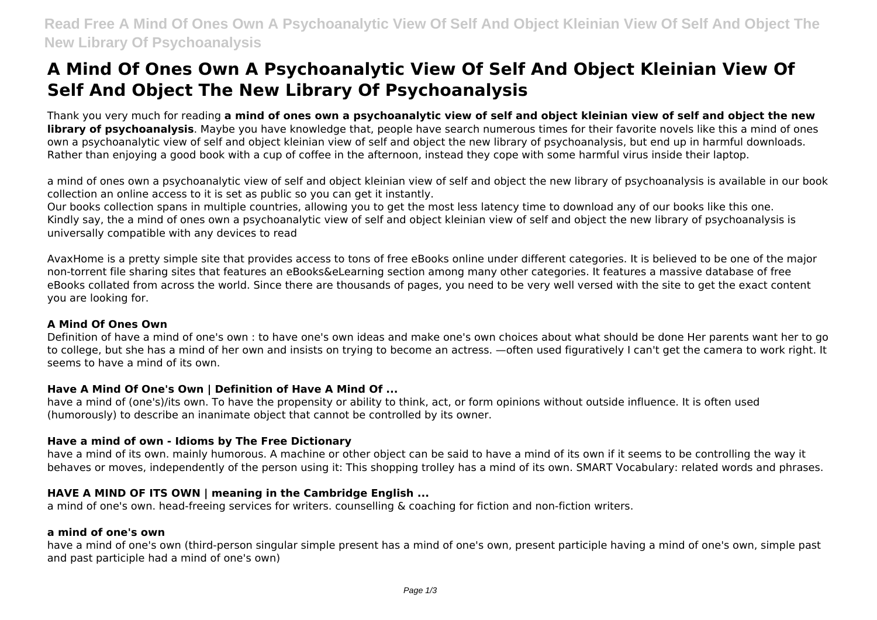# A Mind Of Ones Own A Psychoanalytic View Of Self And Object Kleinian View Of Self And Object The New Library Of Psychoanalysis

Thank you very much for reading **a mind of ones own a psychoanalytic view of self and object kleinian view of self and object the new library of psychoanalysis**. Maybe you have knowledge that, people have search numerous times for their favorite novels like this a mind of ones own a psychoanalytic view of self and object kleinian view of self and object the new library of psychoanalysis, but end up in harmful downloads. Rather than enjoying a good book with a cup of coffee in the afternoon, instead they cope with some harmful virus inside their laptop.

a mind of ones own a psychoanalytic view of self and object kleinian view of self and object the new library of psychoanalysis is available in our book collection an online access to it is set as public so you can get it instantly.
Our books collection spans in multiple countries, allowing you to get the most less latency time to download any of our books like this one.
Kindly say, the a mind of ones own a psychoanalytic view of self and object kleinian view of self and object the new library of psychoanalysis is universally compatible with any devices to read

AvaxHome is a pretty simple site that provides access to tons of free eBooks online under different categories. It is believed to be one of the major non-torrent file sharing sites that features an eBooks&eLearning section among many other categories. It features a massive database of free eBooks collated from across the world. Since there are thousands of pages, you need to be very well versed with the site to get the exact content you are looking for.

### A Mind Of Ones Own

Definition of have a mind of one's own : to have one's own ideas and make one's own choices about what should be done Her parents want her to go to college, but she has a mind of her own and insists on trying to become an actress. —often used figuratively I can't get the camera to work right. It seems to have a mind of its own.

### Have A Mind Of One's Own | Definition of Have A Mind Of ...

have a mind of (one's)/its own. To have the propensity or ability to think, act, or form opinions without outside influence. It is often used (humorously) to describe an inanimate object that cannot be controlled by its owner.

### Have a mind of own - Idioms by The Free Dictionary

have a mind of its own. mainly humorous. A machine or other object can be said to have a mind of its own if it seems to be controlling the way it behaves or moves, independently of the person using it: This shopping trolley has a mind of its own. SMART Vocabulary: related words and phrases.

### HAVE A MIND OF ITS OWN | meaning in the Cambridge English ...

a mind of one's own. head-freeing services for writers. counselling & coaching for fiction and non-fiction writers.

### a mind of one's own

have a mind of one's own (third-person singular simple present has a mind of one's own, present participle having a mind of one's own, simple past and past participle had a mind of one's own)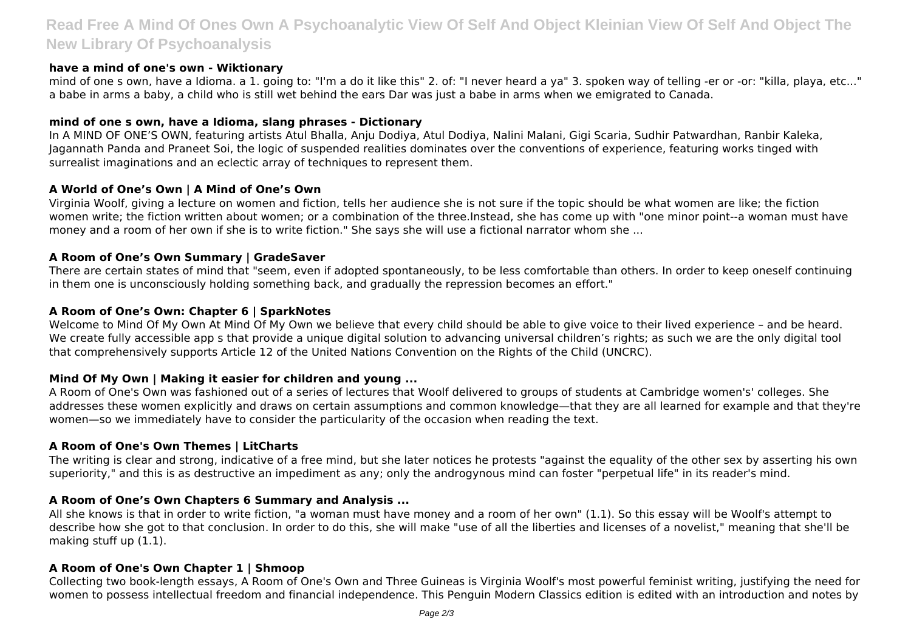### have a mind of one's own - Wiktionary

mind of one s own, have a Idioma. a 1. going to: "I'm a do it like this" 2. of: "I never heard a ya" 3. spoken way of telling -er or -or: "killa, playa, etc..." a babe in arms a baby, a child who is still wet behind the ears Dar was just a babe in arms when we emigrated to Canada.

### mind of one s own, have a Idioma, slang phrases - Dictionary

In A MIND OF ONE'S OWN, featuring artists Atul Bhalla, Anju Dodiya, Atul Dodiya, Nalini Malani, Gigi Scaria, Sudhir Patwardhan, Ranbir Kaleka, Jagannath Panda and Praneet Soi, the logic of suspended realities dominates over the conventions of experience, featuring works tinged with surrealist imaginations and an eclectic array of techniques to represent them.

### A World of One's Own | A Mind of One's Own

Virginia Woolf, giving a lecture on women and fiction, tells her audience she is not sure if the topic should be what women are like; the fiction women write; the fiction written about women; or a combination of the three.Instead, she has come up with "one minor point--a woman must have money and a room of her own if she is to write fiction." She says she will use a fictional narrator whom she ...

### A Room of One's Own Summary | GradeSaver

There are certain states of mind that "seem, even if adopted spontaneously, to be less comfortable than others. In order to keep oneself continuing in them one is unconsciously holding something back, and gradually the repression becomes an effort."

### A Room of One's Own: Chapter 6 | SparkNotes

Welcome to Mind Of My Own At Mind Of My Own we believe that every child should be able to give voice to their lived experience – and be heard. We create fully accessible app s that provide a unique digital solution to advancing universal children's rights; as such we are the only digital tool that comprehensively supports Article 12 of the United Nations Convention on the Rights of the Child (UNCRC).

### Mind Of My Own | Making it easier for children and young ...

A Room of One's Own was fashioned out of a series of lectures that Woolf delivered to groups of students at Cambridge women's' colleges. She addresses these women explicitly and draws on certain assumptions and common knowledge—that they are all learned for example and that they're women—so we immediately have to consider the particularity of the occasion when reading the text.

### A Room of One's Own Themes | LitCharts

The writing is clear and strong, indicative of a free mind, but she later notices he protests "against the equality of the other sex by asserting his own superiority," and this is as destructive an impediment as any; only the androgynous mind can foster "perpetual life" in its reader's mind.

### A Room of One's Own Chapters 6 Summary and Analysis ...

All she knows is that in order to write fiction, "a woman must have money and a room of her own" (1.1). So this essay will be Woolf's attempt to describe how she got to that conclusion. In order to do this, she will make "use of all the liberties and licenses of a novelist," meaning that she'll be making stuff up (1.1).

### A Room of One's Own Chapter 1 | Shmoop

Collecting two book-length essays, A Room of One's Own and Three Guineas is Virginia Woolf's most powerful feminist writing, justifying the need for women to possess intellectual freedom and financial independence. This Penguin Modern Classics edition is edited with an introduction and notes by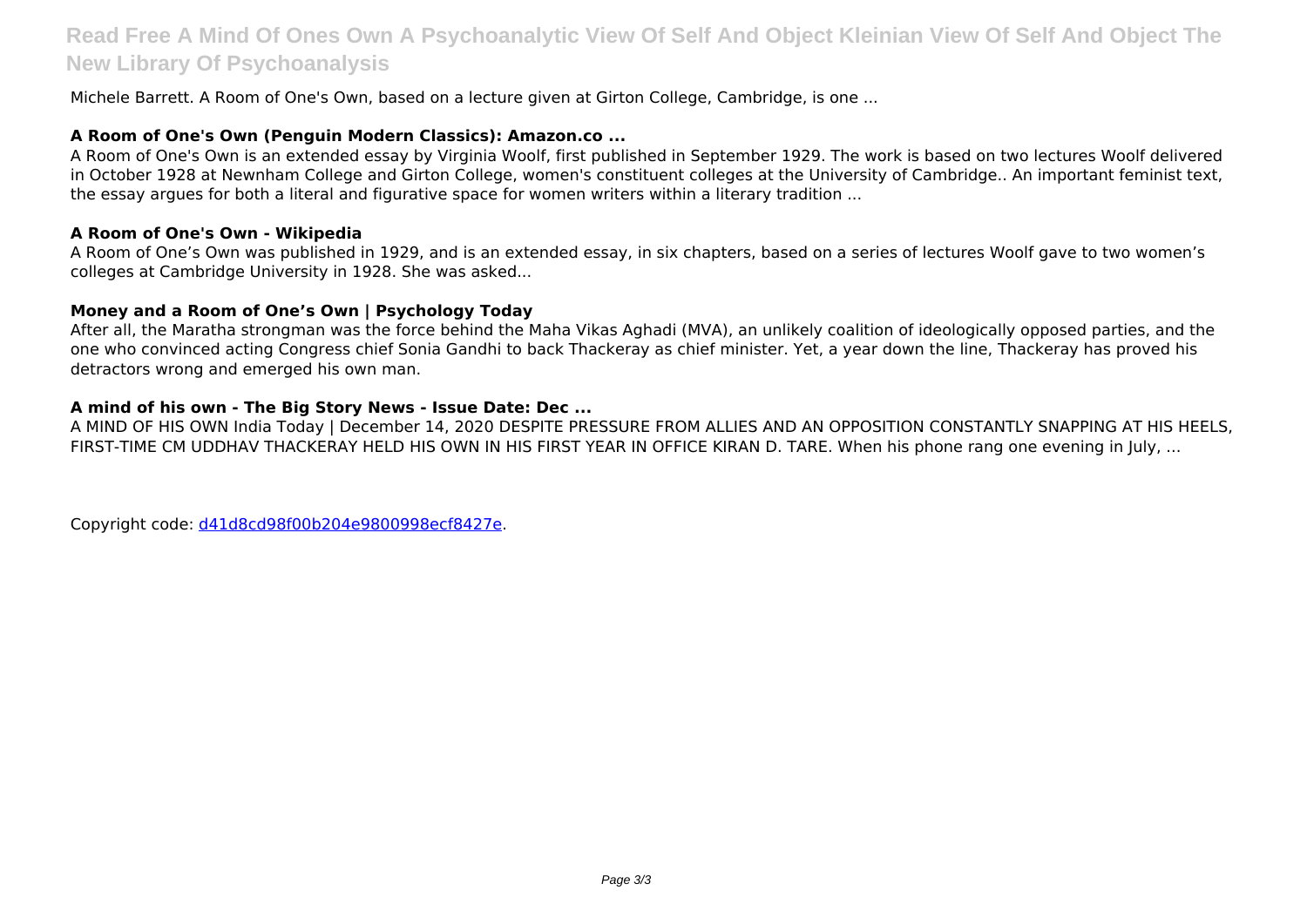Michele Barrett. A Room of One's Own, based on a lecture given at Girton College, Cambridge, is one ...

**A Room of One's Own (Penguin Modern Classics): Amazon.co ...**

A Room of One's Own is an extended essay by Virginia Woolf, first published in September 1929. The work is based on two lectures Woolf delivered in October 1928 at Newnham College and Girton College, women's constituent colleges at the University of Cambridge.. An important feminist text, the essay argues for both a literal and figurative space for women writers within a literary tradition ...

**A Room of One's Own - Wikipedia**

A Room of One’s Own was published in 1929, and is an extended essay, in six chapters, based on a series of lectures Woolf gave to two women’s colleges at Cambridge University in 1928. She was asked...

**Money and a Room of One’s Own | Psychology Today**

After all, the Maratha strongman was the force behind the Maha Vikas Aghadi (MVA), an unlikely coalition of ideologically opposed parties, and the one who convinced acting Congress chief Sonia Gandhi to back Thackeray as chief minister. Yet, a year down the line, Thackeray has proved his detractors wrong and emerged his own man.

**A mind of his own - The Big Story News - Issue Date: Dec ...**

A MIND OF HIS OWN India Today | December 14, 2020 DESPITE PRESSURE FROM ALLIES AND AN OPPOSITION CONSTANTLY SNAPPING AT HIS HEELS, FIRST-TIME CM UDDHAV THACKERAY HELD HIS OWN IN HIS FIRST YEAR IN OFFICE KIRAN D. TARE. When his phone rang one evening in July, ...

Copyright code: [d41d8cd98f00b204e9800998ecf8427e](d41d8cd98f00b204e9800998ecf8427e).